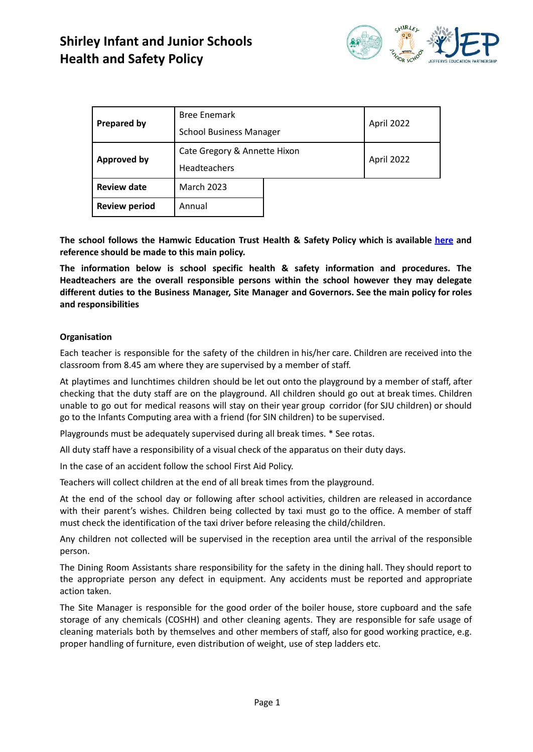# Shirley Infant and Junior Schools
# Health and Safety Policy

| | | |
|---|---|---|
| **Prepared by** | Bree Enemark<br>School Business Manager | April 2022 |
| **Approved by** | Cate Gregory & Annette Hixon<br>Headteachers | April 2022 |
| **Review date** | March 2023 | |
| **Review period** | Annual | |

**The school follows the Hamwic Education Trust Health & Safety Policy which is available here and reference should be made to this main policy.**

**The information below is school specific health & safety information and procedures. The Headteachers are the overall responsible persons within the school however they may delegate different duties to the Business Manager, Site Manager and Governors. See the main policy for roles and responsibilities**

**Organisation**

Each teacher is responsible for the safety of the children in his/her care. Children are received into the classroom from 8.45 am where they are supervised by a member of staff.

At playtimes and lunchtimes children should be let out onto the playground by a member of staff, after checking that the duty staff are on the playground. All children should go out at break times. Children unable to go out for medical reasons will stay on their year group corridor (for SJU children) or should go to the Infants Computing area with a friend (for SIN children) to be supervised.

Playgrounds must be adequately supervised during all break times. * See rotas.

All duty staff have a responsibility of a visual check of the apparatus on their duty days.

In the case of an accident follow the school First Aid Policy.

Teachers will collect children at the end of all break times from the playground.

At the end of the school day or following after school activities, children are released in accordance with their parent's wishes. Children being collected by taxi must go to the office. A member of staff must check the identification of the taxi driver before releasing the child/children.

Any children not collected will be supervised in the reception area until the arrival of the responsible person.

The Dining Room Assistants share responsibility for the safety in the dining hall. They should report to the appropriate person any defect in equipment. Any accidents must be reported and appropriate action taken.

The Site Manager is responsible for the good order of the boiler house, store cupboard and the safe storage of any chemicals (COSHH) and other cleaning agents. They are responsible for safe usage of cleaning materials both by themselves and other members of staff, also for good working practice, e.g. proper handling of furniture, even distribution of weight, use of step ladders etc.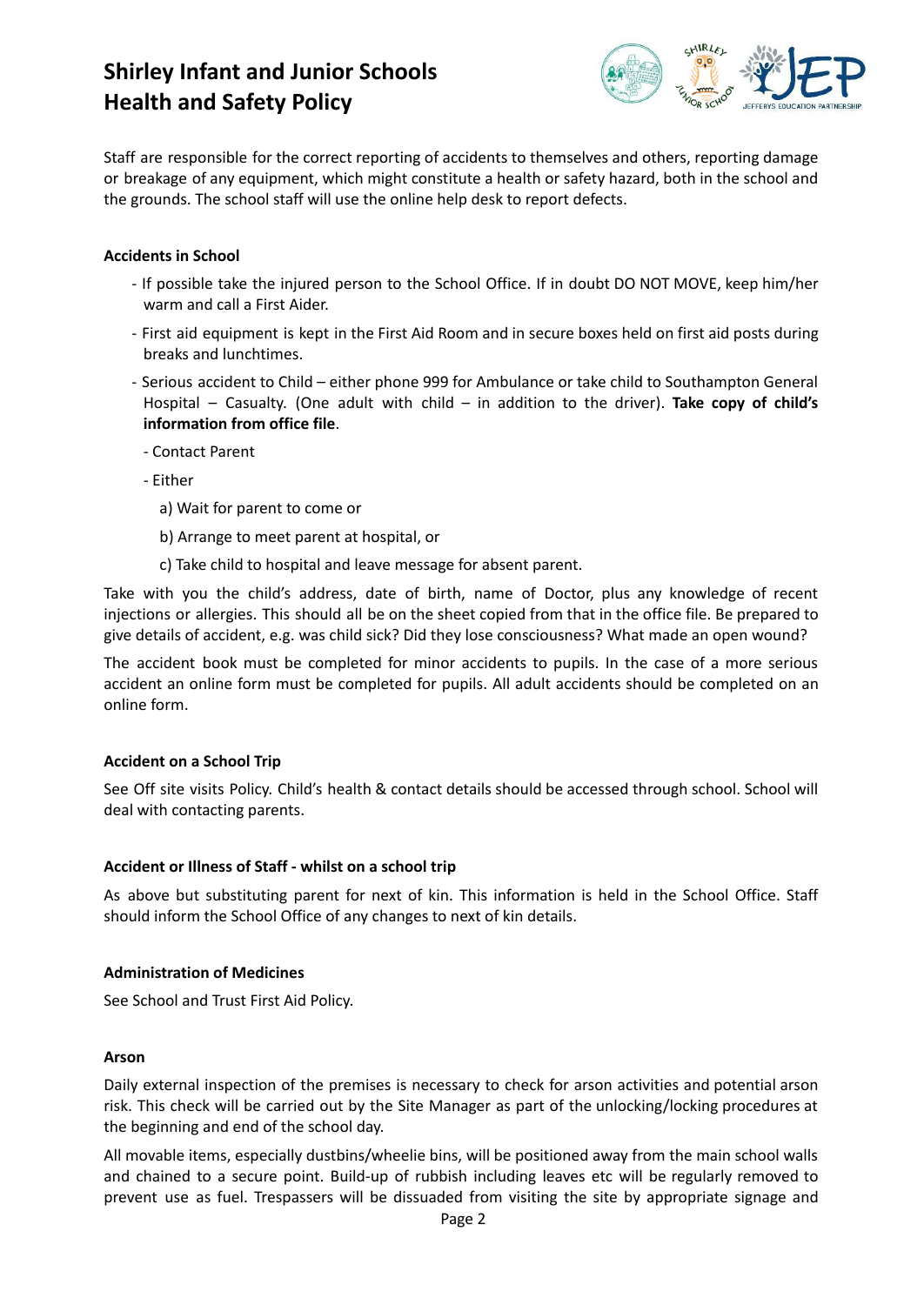Staff are responsible for the correct reporting of accidents to themselves and others, reporting damage or breakage of any equipment, which might constitute a health or safety hazard, both in the school and the grounds. The school staff will use the online help desk to report defects.

**Accidents in School**

- If possible take the injured person to the School Office. If in doubt DO NOT MOVE, keep him/her warm and call a First Aider.
- First aid equipment is kept in the First Aid Room and in secure boxes held on first aid posts during breaks and lunchtimes.
- Serious accident to Child – either phone 999 for Ambulance or take child to Southampton General Hospital – Casualty. (One adult with child – in addition to the driver). **Take copy of child's information from office file**.
  - Contact Parent
  - Either
    - a) Wait for parent to come or
    - b) Arrange to meet parent at hospital, or
    - c) Take child to hospital and leave message for absent parent.

Take with you the child's address, date of birth, name of Doctor, plus any knowledge of recent injections or allergies. This should all be on the sheet copied from that in the office file. Be prepared to give details of accident, e.g. was child sick? Did they lose consciousness? What made an open wound?

The accident book must be completed for minor accidents to pupils. In the case of a more serious accident an online form must be completed for pupils. All adult accidents should be completed on an online form.

**Accident on a School Trip**

See Off site visits Policy. Child's health & contact details should be accessed through school. School will deal with contacting parents.

**Accident or Illness of Staff - whilst on a school trip**

As above but substituting parent for next of kin. This information is held in the School Office. Staff should inform the School Office of any changes to next of kin details.

**Administration of Medicines**

See School and Trust First Aid Policy.

**Arson**

Daily external inspection of the premises is necessary to check for arson activities and potential arson risk. This check will be carried out by the Site Manager as part of the unlocking/locking procedures at the beginning and end of the school day.

All movable items, especially dustbins/wheelie bins, will be positioned away from the main school walls and chained to a secure point. Build-up of rubbish including leaves etc will be regularly removed to prevent use as fuel. Trespassers will be dissuaded from visiting the site by appropriate signage and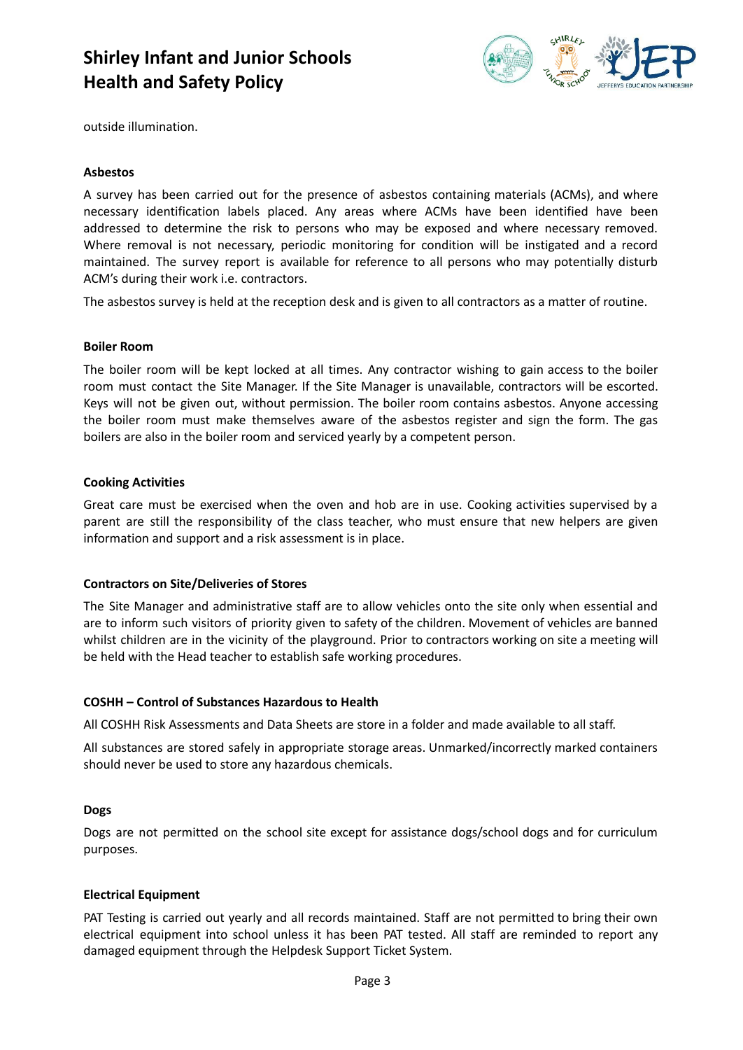outside illumination.

**Asbestos**

A survey has been carried out for the presence of asbestos containing materials (ACMs), and where necessary identification labels placed. Any areas where ACMs have been identified have been addressed to determine the risk to persons who may be exposed and where necessary removed. Where removal is not necessary, periodic monitoring for condition will be instigated and a record maintained. The survey report is available for reference to all persons who may potentially disturb ACM's during their work i.e. contractors.

The asbestos survey is held at the reception desk and is given to all contractors as a matter of routine.

**Boiler Room**

The boiler room will be kept locked at all times. Any contractor wishing to gain access to the boiler room must contact the Site Manager. If the Site Manager is unavailable, contractors will be escorted. Keys will not be given out, without permission. The boiler room contains asbestos. Anyone accessing the boiler room must make themselves aware of the asbestos register and sign the form. The gas boilers are also in the boiler room and serviced yearly by a competent person.

**Cooking Activities**

Great care must be exercised when the oven and hob are in use. Cooking activities supervised by a parent are still the responsibility of the class teacher, who must ensure that new helpers are given information and support and a risk assessment is in place.

**Contractors on Site/Deliveries of Stores**

The Site Manager and administrative staff are to allow vehicles onto the site only when essential and are to inform such visitors of priority given to safety of the children. Movement of vehicles are banned whilst children are in the vicinity of the playground. Prior to contractors working on site a meeting will be held with the Head teacher to establish safe working procedures.

**COSHH – Control of Substances Hazardous to Health**

All COSHH Risk Assessments and Data Sheets are store in a folder and made available to all staff.

All substances are stored safely in appropriate storage areas. Unmarked/incorrectly marked containers should never be used to store any hazardous chemicals.

**Dogs**

Dogs are not permitted on the school site except for assistance dogs/school dogs and for curriculum purposes.

**Electrical Equipment**

PAT Testing is carried out yearly and all records maintained. Staff are not permitted to bring their own electrical equipment into school unless it has been PAT tested. All staff are reminded to report any damaged equipment through the Helpdesk Support Ticket System.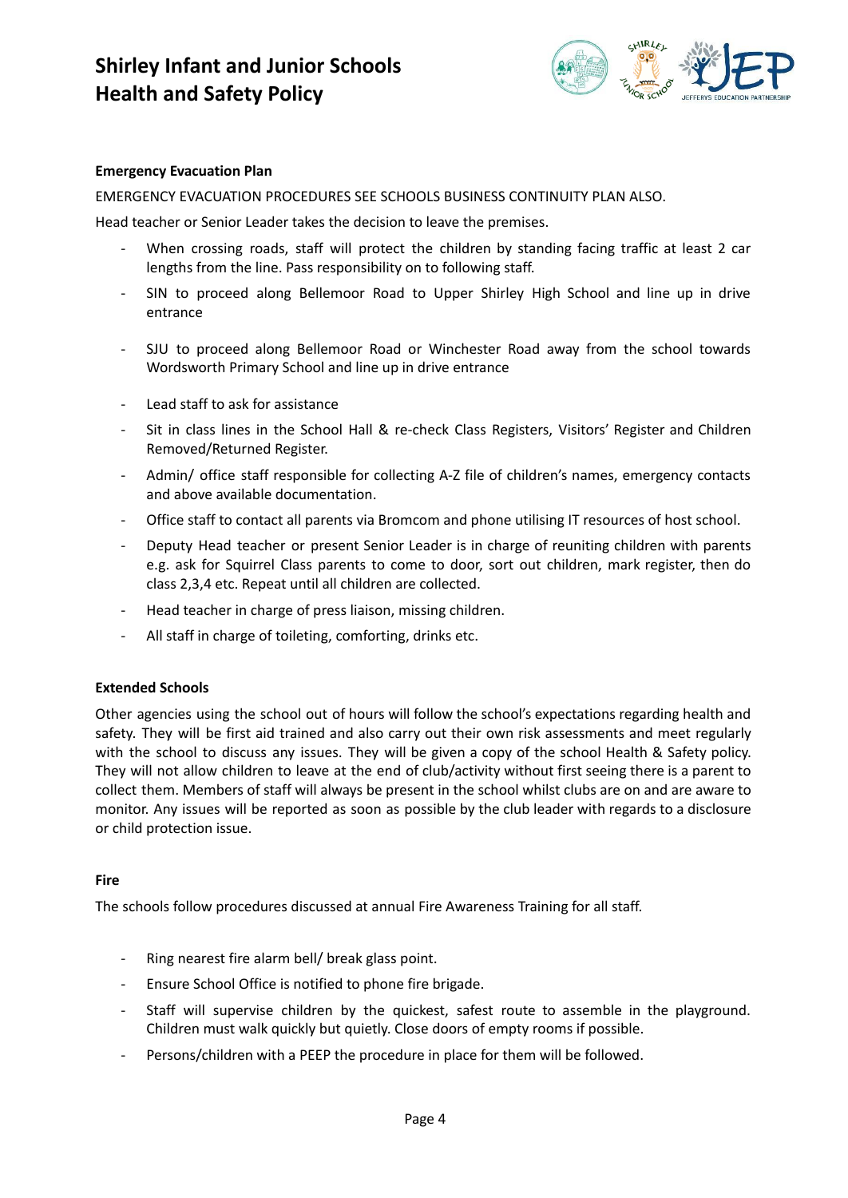**Emergency Evacuation Plan**

EMERGENCY EVACUATION PROCEDURES SEE SCHOOLS BUSINESS CONTINUITY PLAN ALSO.

Head teacher or Senior Leader takes the decision to leave the premises.

- When crossing roads, staff will protect the children by standing facing traffic at least 2 car lengths from the line. Pass responsibility on to following staff.
- SIN to proceed along Bellemoor Road to Upper Shirley High School and line up in drive entrance
- SJU to proceed along Bellemoor Road or Winchester Road away from the school towards Wordsworth Primary School and line up in drive entrance
- Lead staff to ask for assistance
- Sit in class lines in the School Hall & re-check Class Registers, Visitors' Register and Children Removed/Returned Register.
- Admin/ office staff responsible for collecting A-Z file of children's names, emergency contacts and above available documentation.
- Office staff to contact all parents via Bromcom and phone utilising IT resources of host school.
- Deputy Head teacher or present Senior Leader is in charge of reuniting children with parents e.g. ask for Squirrel Class parents to come to door, sort out children, mark register, then do class 2,3,4 etc. Repeat until all children are collected.
- Head teacher in charge of press liaison, missing children.
- All staff in charge of toileting, comforting, drinks etc.

**Extended Schools**

Other agencies using the school out of hours will follow the school's expectations regarding health and safety. They will be first aid trained and also carry out their own risk assessments and meet regularly with the school to discuss any issues. They will be given a copy of the school Health & Safety policy. They will not allow children to leave at the end of club/activity without first seeing there is a parent to collect them. Members of staff will always be present in the school whilst clubs are on and are aware to monitor. Any issues will be reported as soon as possible by the club leader with regards to a disclosure or child protection issue.

**Fire**

The schools follow procedures discussed at annual Fire Awareness Training for all staff.

- Ring nearest fire alarm bell/ break glass point.
- Ensure School Office is notified to phone fire brigade.
- Staff will supervise children by the quickest, safest route to assemble in the playground. Children must walk quickly but quietly. Close doors of empty rooms if possible.
- Persons/children with a PEEP the procedure in place for them will be followed.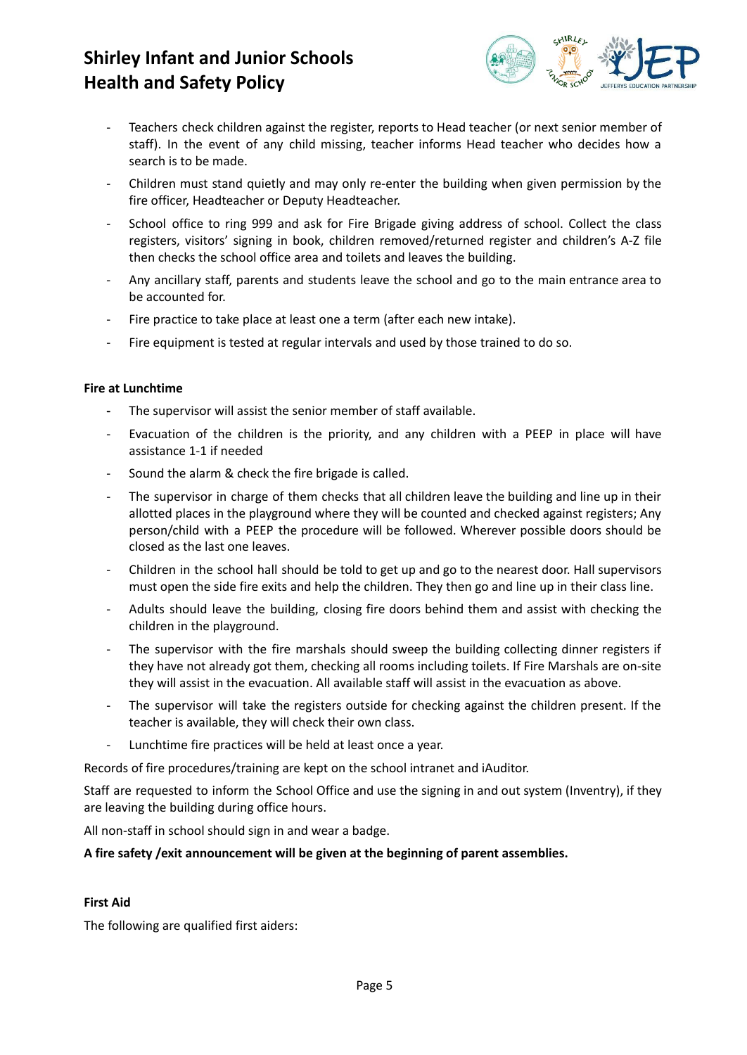- Teachers check children against the register, reports to Head teacher (or next senior member of staff). In the event of any child missing, teacher informs Head teacher who decides how a search is to be made.
- Children must stand quietly and may only re-enter the building when given permission by the fire officer, Headteacher or Deputy Headteacher.
- School office to ring 999 and ask for Fire Brigade giving address of school. Collect the class registers, visitors' signing in book, children removed/returned register and children's A-Z file then checks the school office area and toilets and leaves the building.
- Any ancillary staff, parents and students leave the school and go to the main entrance area to be accounted for.
- Fire practice to take place at least one a term (after each new intake).
- Fire equipment is tested at regular intervals and used by those trained to do so.

**Fire at Lunchtime**

- The supervisor will assist the senior member of staff available.
- Evacuation of the children is the priority, and any children with a PEEP in place will have assistance 1-1 if needed
- Sound the alarm & check the fire brigade is called.
- The supervisor in charge of them checks that all children leave the building and line up in their allotted places in the playground where they will be counted and checked against registers; Any person/child with a PEEP the procedure will be followed. Wherever possible doors should be closed as the last one leaves.
- Children in the school hall should be told to get up and go to the nearest door. Hall supervisors must open the side fire exits and help the children. They then go and line up in their class line.
- Adults should leave the building, closing fire doors behind them and assist with checking the children in the playground.
- The supervisor with the fire marshals should sweep the building collecting dinner registers if they have not already got them, checking all rooms including toilets. If Fire Marshals are on-site they will assist in the evacuation. All available staff will assist in the evacuation as above.
- The supervisor will take the registers outside for checking against the children present. If the teacher is available, they will check their own class.
- Lunchtime fire practices will be held at least once a year.

Records of fire procedures/training are kept on the school intranet and iAuditor.

Staff are requested to inform the School Office and use the signing in and out system (Inventry), if they are leaving the building during office hours.

All non-staff in school should sign in and wear a badge.

**A fire safety /exit announcement will be given at the beginning of parent assemblies.**

**First Aid**

The following are qualified first aiders: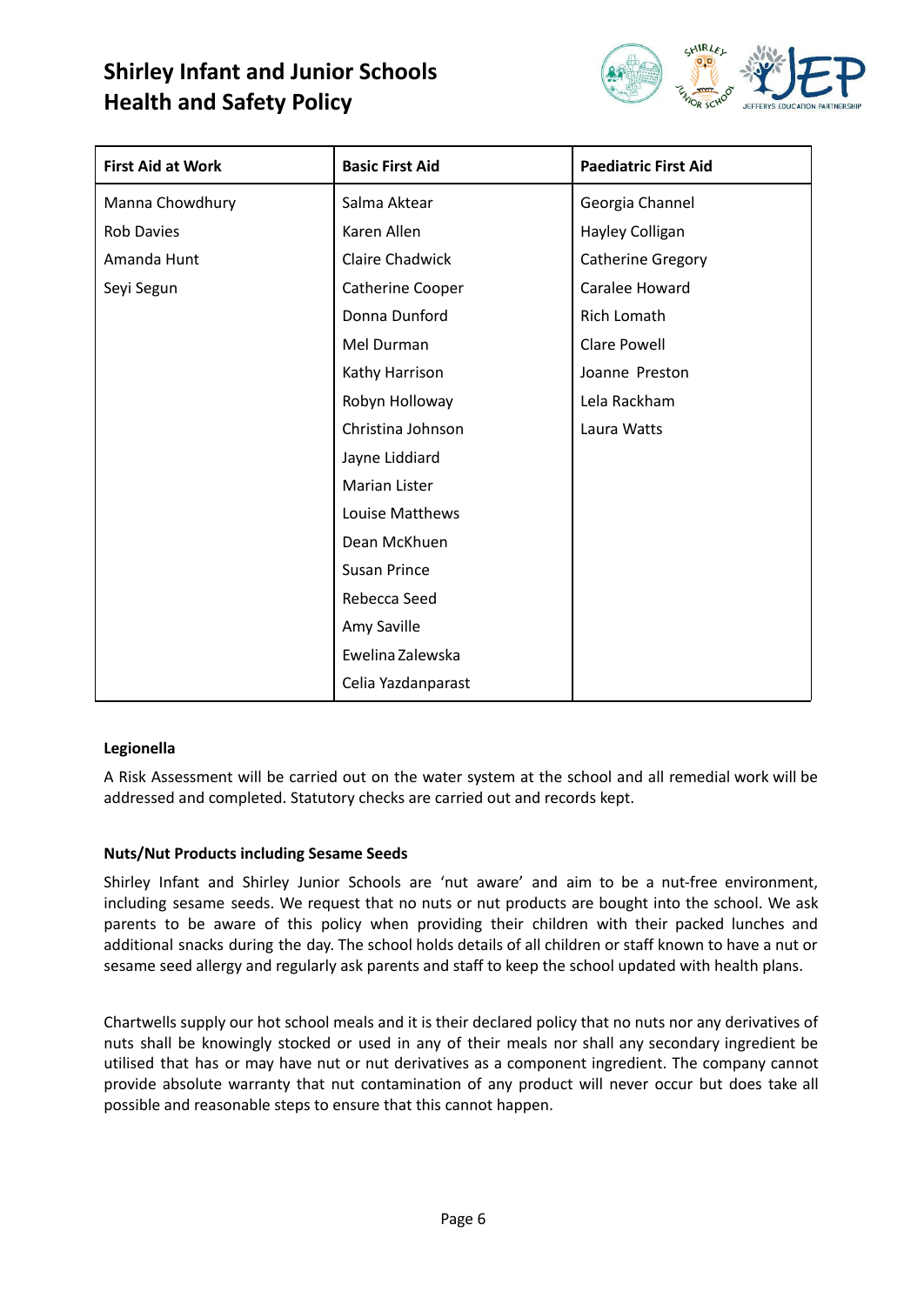| First Aid at Work | Basic First Aid | Paediatric First Aid |
| --- | --- | --- |
| Manna Chowdhury | Salma Aktear | Georgia Channel |
| Rob Davies | Karen Allen | Hayley Colligan |
| Amanda Hunt | Claire Chadwick | Catherine Gregory |
| Seyi Segun | Catherine Cooper | Caralee Howard |
| | Donna Dunford | Rich Lomath |
| | Mel Durman | Clare Powell |
| | Kathy Harrison | Joanne Preston |
| | Robyn Holloway | Lela Rackham |
| | Christina Johnson | Laura Watts |
| | Jayne Liddiard | |
| | Marian Lister | |
| | Louise Matthews | |
| | Dean McKhuen | |
| | Susan Prince | |
| | Rebecca Seed | |
| | Amy Saville | |
| | Ewelina Zalewska | |
| | Celia Yazdanparast | |

**Legionella**

A Risk Assessment will be carried out on the water system at the school and all remedial work will be addressed and completed. Statutory checks are carried out and records kept.

**Nuts/Nut Products including Sesame Seeds**

Shirley Infant and Shirley Junior Schools are 'nut aware' and aim to be a nut-free environment, including sesame seeds. We request that no nuts or nut products are bought into the school. We ask parents to be aware of this policy when providing their children with their packed lunches and additional snacks during the day. The school holds details of all children or staff known to have a nut or sesame seed allergy and regularly ask parents and staff to keep the school updated with health plans.

Chartwells supply our hot school meals and it is their declared policy that no nuts nor any derivatives of nuts shall be knowingly stocked or used in any of their meals nor shall any secondary ingredient be utilised that has or may have nut or nut derivatives as a component ingredient. The company cannot provide absolute warranty that nut contamination of any product will never occur but does take all possible and reasonable steps to ensure that this cannot happen.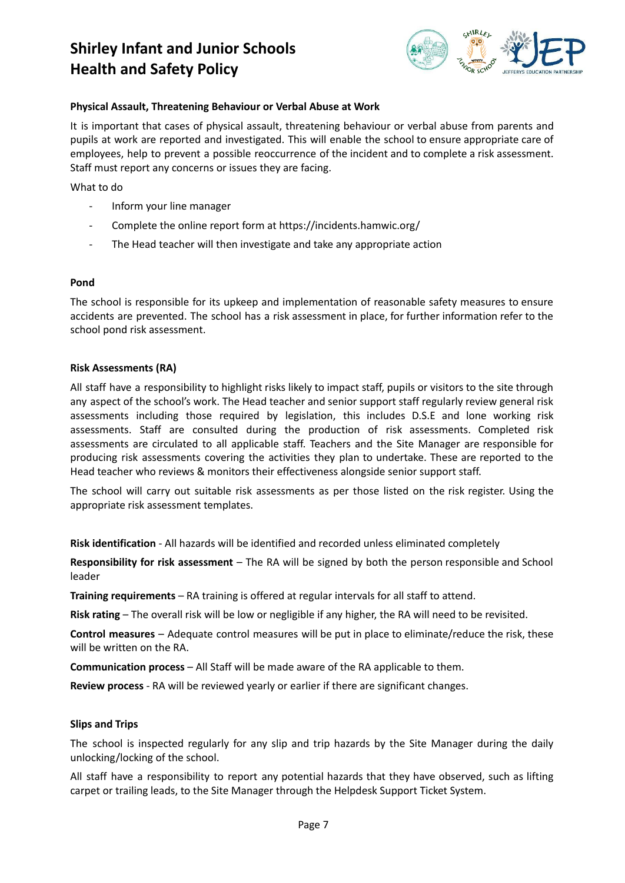**Physical Assault, Threatening Behaviour or Verbal Abuse at Work**

It is important that cases of physical assault, threatening behaviour or verbal abuse from parents and pupils at work are reported and investigated. This will enable the school to ensure appropriate care of employees, help to prevent a possible reoccurrence of the incident and to complete a risk assessment. Staff must report any concerns or issues they are facing.

What to do

- Inform your line manager
- Complete the online report form at https://incidents.hamwic.org/
- The Head teacher will then investigate and take any appropriate action

**Pond**

The school is responsible for its upkeep and implementation of reasonable safety measures to ensure accidents are prevented. The school has a risk assessment in place, for further information refer to the school pond risk assessment.

**Risk Assessments (RA)**

All staff have a responsibility to highlight risks likely to impact staff, pupils or visitors to the site through any aspect of the school's work. The Head teacher and senior support staff regularly review general risk assessments including those required by legislation, this includes D.S.E and lone working risk assessments. Staff are consulted during the production of risk assessments. Completed risk assessments are circulated to all applicable staff. Teachers and the Site Manager are responsible for producing risk assessments covering the activities they plan to undertake. These are reported to the Head teacher who reviews & monitors their effectiveness alongside senior support staff.

The school will carry out suitable risk assessments as per those listed on the risk register. Using the appropriate risk assessment templates.

**Risk identification** - All hazards will be identified and recorded unless eliminated completely

**Responsibility for risk assessment** – The RA will be signed by both the person responsible and School leader

**Training requirements** – RA training is offered at regular intervals for all staff to attend.

**Risk rating** – The overall risk will be low or negligible if any higher, the RA will need to be revisited.

**Control measures** – Adequate control measures will be put in place to eliminate/reduce the risk, these will be written on the RA.

**Communication process** – All Staff will be made aware of the RA applicable to them.

**Review process** - RA will be reviewed yearly or earlier if there are significant changes.

**Slips and Trips**

The school is inspected regularly for any slip and trip hazards by the Site Manager during the daily unlocking/locking of the school.

All staff have a responsibility to report any potential hazards that they have observed, such as lifting carpet or trailing leads, to the Site Manager through the Helpdesk Support Ticket System.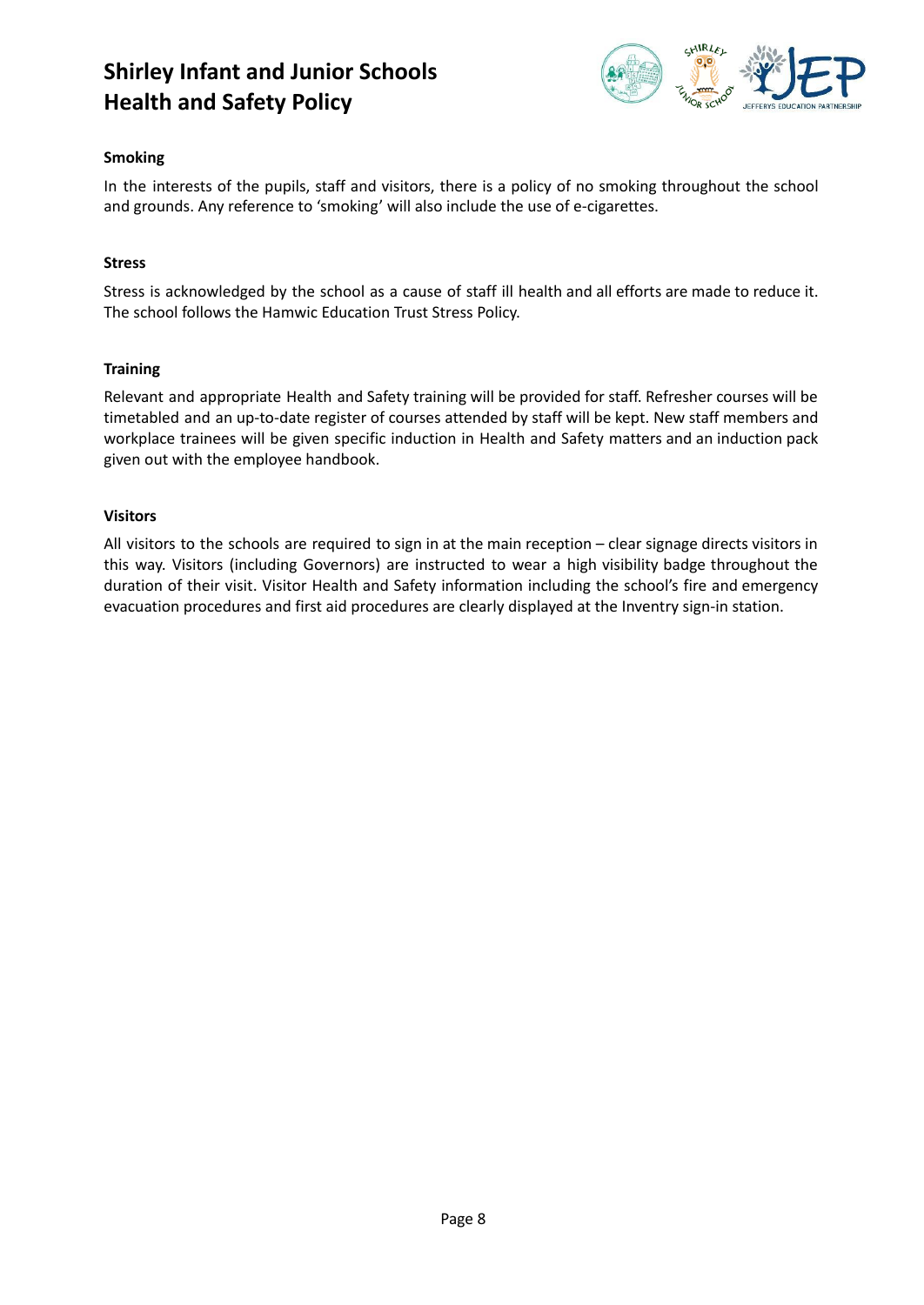### Smoking

In the interests of the pupils, staff and visitors, there is a policy of no smoking throughout the school and grounds. Any reference to 'smoking' will also include the use of e-cigarettes.

### Stress

Stress is acknowledged by the school as a cause of staff ill health and all efforts are made to reduce it. The school follows the Hamwic Education Trust Stress Policy.

### Training

Relevant and appropriate Health and Safety training will be provided for staff. Refresher courses will be timetabled and an up-to-date register of courses attended by staff will be kept. New staff members and workplace trainees will be given specific induction in Health and Safety matters and an induction pack given out with the employee handbook.

### Visitors

All visitors to the schools are required to sign in at the main reception – clear signage directs visitors in this way. Visitors (including Governors) are instructed to wear a high visibility badge throughout the duration of their visit. Visitor Health and Safety information including the school's fire and emergency evacuation procedures and first aid procedures are clearly displayed at the Inventry sign-in station.